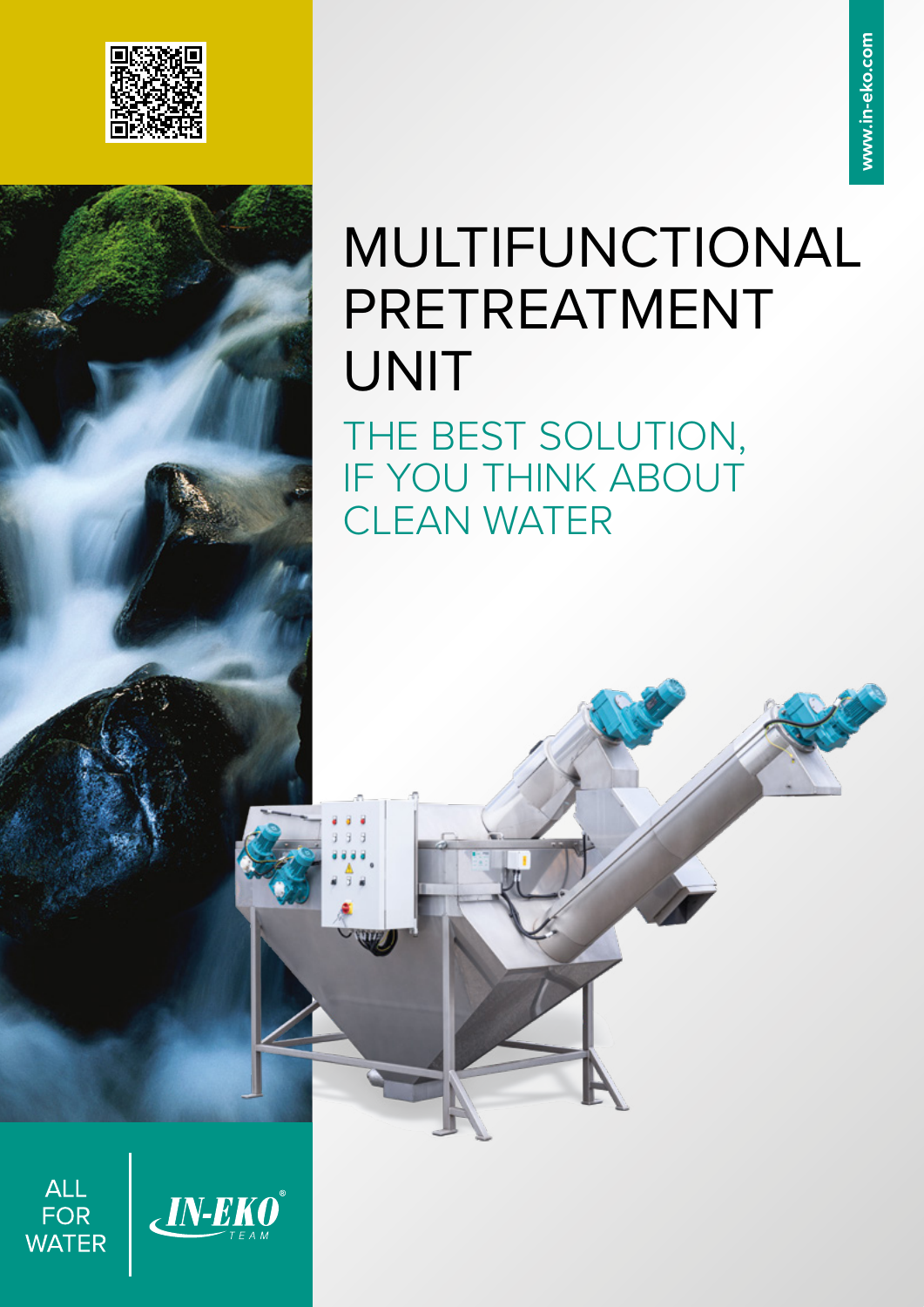www.in-eko.com

# MULTIFUNCTIONAL PRETREATMENT UNIT

## THE BEST SOLUTION, IF YOU THINK ABOUT CLEAN WATER

ALL FOR WATER

IN-EKO® TEAM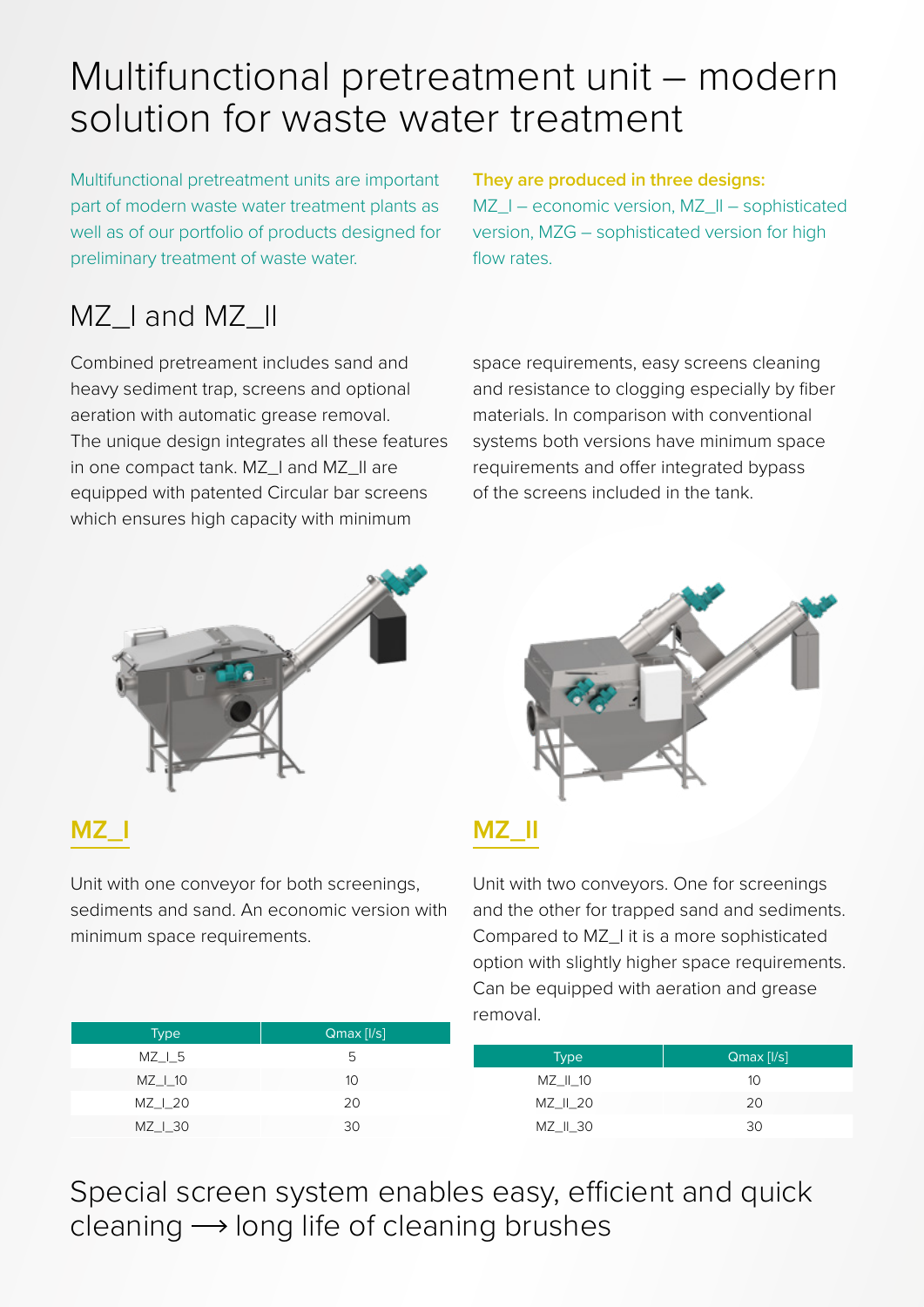# Multifunctional pretreatment unit – modern solution for waste water treatment

Multifunctional pretreatment units are important part of modern waste water treatment plants as well as of our portfolio of products designed for preliminary treatment of waste water.

**They are produced in three designs:**
MZ_I – economic version, MZ_II – sophisticated version, MZG – sophisticated version for high flow rates.

## MZ_I and MZ_II

Combined pretreament includes sand and heavy sediment trap, screens and optional aeration with automatic grease removal. The unique design integrates all these features in one compact tank. MZ_I and MZ_II are equipped with patented Circular bar screens which ensures high capacity with minimum space requirements, easy screens cleaning and resistance to clogging especially by fiber materials. In comparison with conventional systems both versions have minimum space requirements and offer integrated bypass of the screens included in the tank.

### MZ_I

Unit with one conveyor for both screenings, sediments and sand. An economic version with minimum space requirements.

| Type | Qmax [l/s] |
|---|---|
| MZ_I_5 | 5 |
| MZ_I_10 | 10 |
| MZ_I_20 | 20 |
| MZ_I_30 | 30 |

### MZ_II

Unit with two conveyors. One for screenings and the other for trapped sand and sediments. Compared to MZ_I it is a more sophisticated option with slightly higher space requirements. Can be equipped with aeration and grease removal.

| Type | Qmax [l/s] |
|---|---|
| MZ_II_10 | 10 |
| MZ_II_20 | 20 |
| MZ_II_30 | 30 |

## Special screen system enables easy, efficient and quick cleaning ⟶ long life of cleaning brushes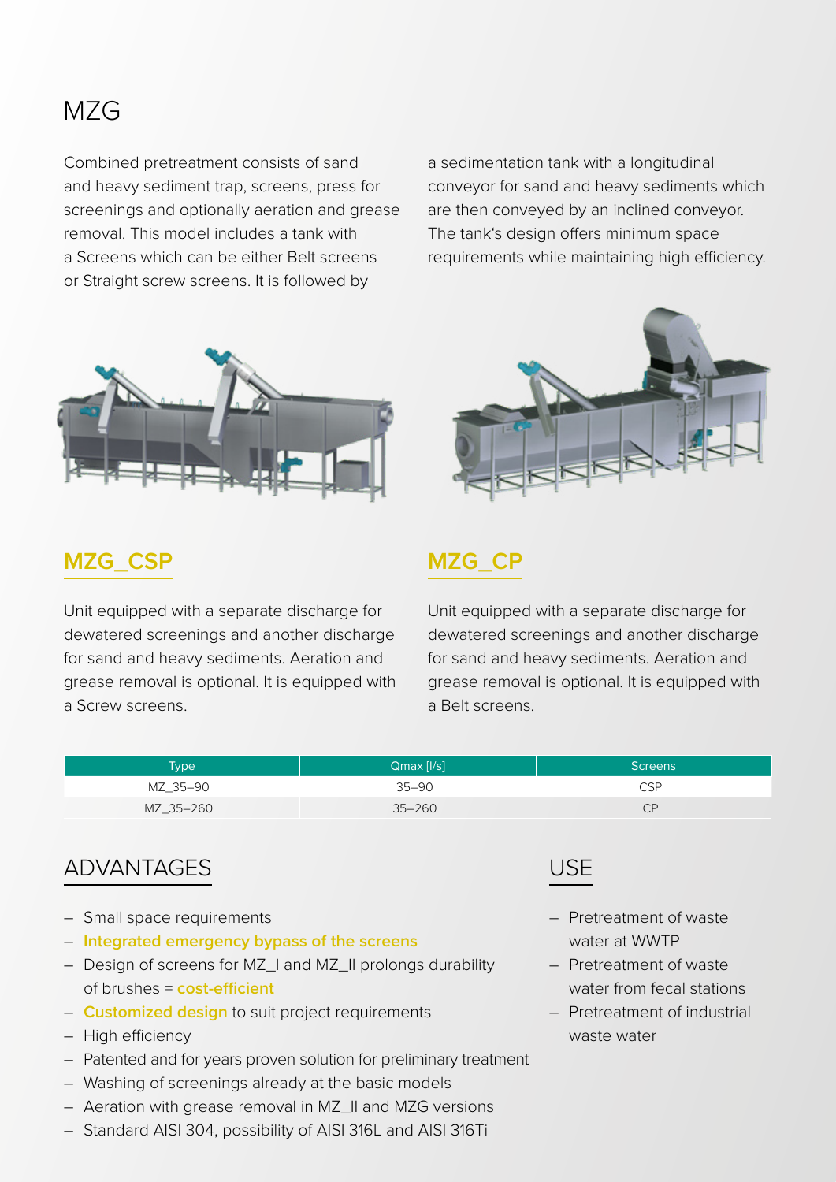# MZG

Combined pretreatment consists of sand and heavy sediment trap, screens, press for screenings and optionally aeration and grease removal. This model includes a tank with a Screens which can be either Belt screens or Straight screw screens. It is followed by a sedimentation tank with a longitudinal conveyor for sand and heavy sediments which are then conveyed by an inclined conveyor. The tank's design offers minimum space requirements while maintaining high efficiency.

## MZG_CSP

Unit equipped with a separate discharge for dewatered screenings and another discharge for sand and heavy sediments. Aeration and grease removal is optional. It is equipped with a Screw screens.

## MZG_CP

Unit equipped with a separate discharge for dewatered screenings and another discharge for sand and heavy sediments. Aeration and grease removal is optional. It is equipped with a Belt screens.

| Type | Qmax [l/s] | Screens |
|---|---|---|
| MZ_35–90 | 35–90 | CSP |
| MZ_35–260 | 35–260 | CP |

## ADVANTAGES

- Small space requirements
- **Integrated emergency bypass of the screens**
- Design of screens for MZ_I and MZ_II prolongs durability of brushes = **cost-efficient**
- **Customized design** to suit project requirements
- High efficiency
- Patented and for years proven solution for preliminary treatment
- Washing of screenings already at the basic models
- Aeration with grease removal in MZ_II and MZG versions
- Standard AISI 304, possibility of AISI 316L and AISI 316Ti

## USE

- Pretreatment of waste water at WWTP
- Pretreatment of waste water from fecal stations
- Pretreatment of industrial waste water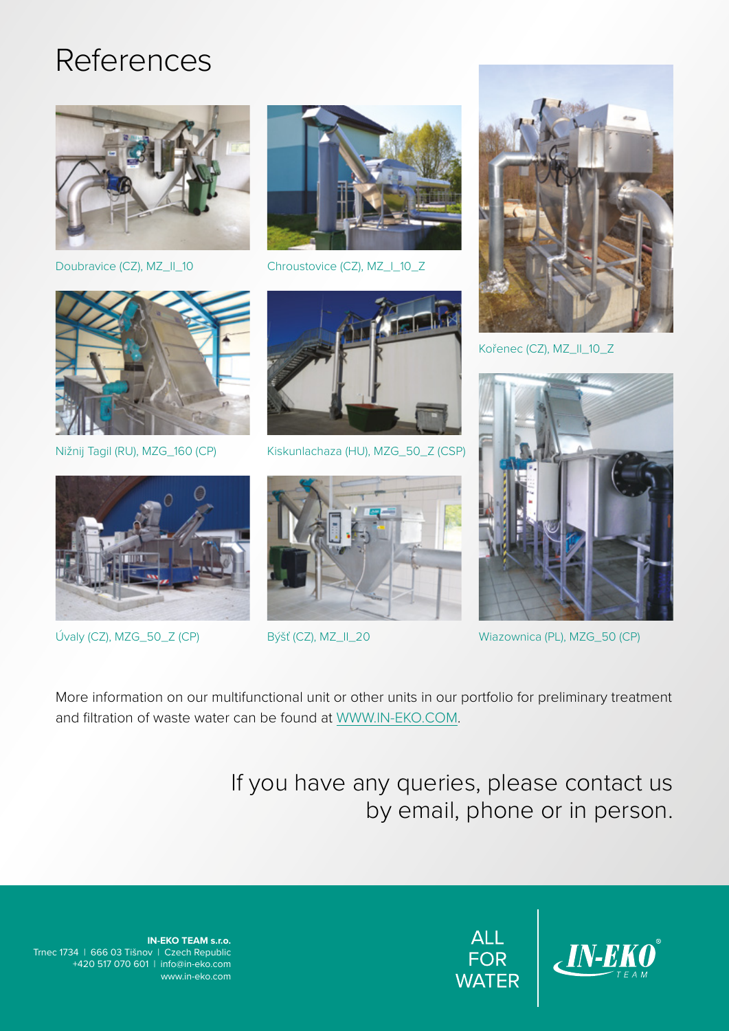# References

Doubravice (CZ), MZ_II_10

Chroustovice (CZ), MZ_I_10_Z

Kořenec (CZ), MZ_II_10_Z

Nižnij Tagil (RU), MZG_160 (CP)

Kiskunlachaza (HU), MZG_50_Z (CSP)

Úvaly (CZ), MZG_50_Z (CP)

Býšť (CZ), MZ_II_20

Wiazownica (PL), MZG_50 (CP)

More information on our multifunctional unit or other units in our portfolio for preliminary treatment and filtration of waste water can be found at WWW.IN-EKO.COM.

If you have any queries, please contact us by email, phone or in person.

**IN-EKO TEAM s.r.o.**
Trnec 1734 | 666 03 Tišnov | Czech Republic
+420 517 070 601 | info@in-eko.com
www.in-eko.com

ALL FOR WATER

IN-EKO TEAM